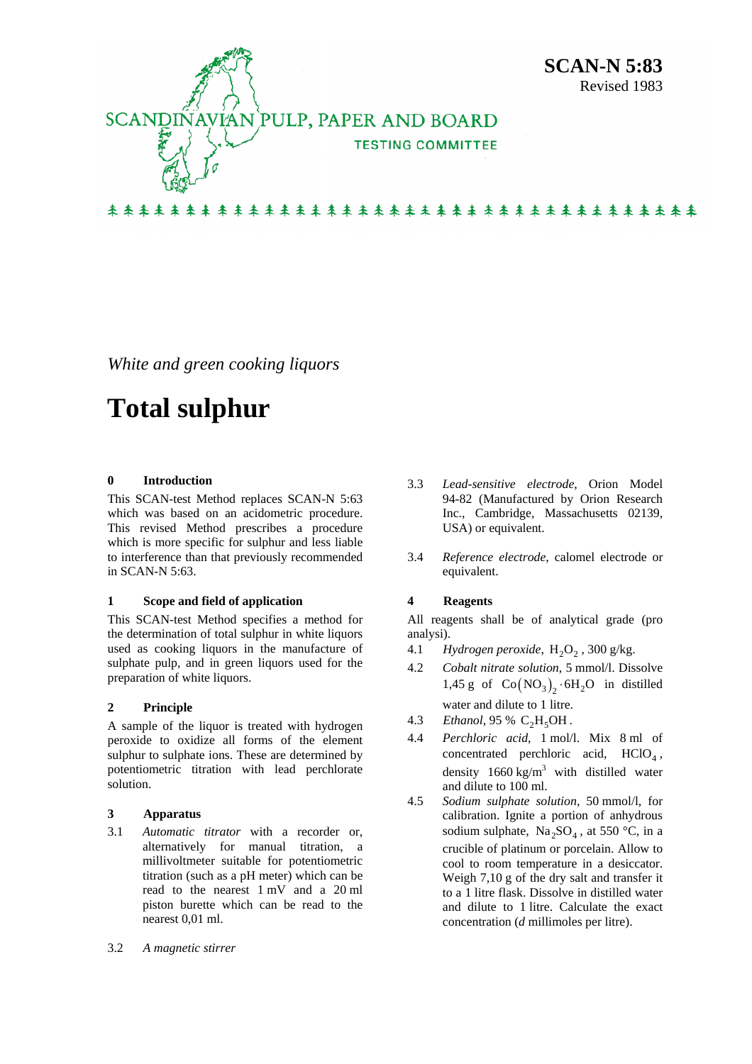SCANDINAVIAN PULP, PAPER AND BOARD

TESTING COMMITTEE

**SCAN-N 5:83**
Revised 1983

*White and green cooking liquors*

# Total sulphur

## 0 Introduction

This SCAN-test Method replaces SCAN-N 5:63 which was based on an acidometric procedure. This revised Method prescribes a procedure which is more specific for sulphur and less liable to interference than that previously recommended in SCAN-N 5:63.

## 1 Scope and field of application

This SCAN-test Method specifies a method for the determination of total sulphur in white liquors used as cooking liquors in the manufacture of sulphate pulp, and in green liquors used for the preparation of white liquors.

## 2 Principle

A sample of the liquor is treated with hydrogen peroxide to oxidize all forms of the element sulphur to sulphate ions. These are determined by potentiometric titration with lead perchlorate solution.

## 3 Apparatus

3.1 *Automatic titrator* with a recorder or, alternatively for manual titration, a millivoltmeter suitable for potentiometric titration (such as a pH meter) which can be read to the nearest 1 mV and a 20 ml piston burette which can be read to the nearest 0,01 ml.

3.2 *A magnetic stirrer*

3.3 *Lead-sensitive electrode*, Orion Model 94-82 (Manufactured by Orion Research Inc., Cambridge, Massachusetts 02139, USA) or equivalent.

3.4 *Reference electrode*, calomel electrode or equivalent.

## 4 Reagents

All reagents shall be of analytical grade (pro analysi).

4.1 *Hydrogen peroxide*, $H_2O_2$, 300 g/kg.

4.2 *Cobalt nitrate solution*, 5 mmol/l. Dissolve 1,45 g of $Co(NO_3)_2 \cdot 6H_2O$ in distilled water and dilute to 1 litre.

4.3 *Ethanol*, 95 % $C_2H_5OH$.

4.4 *Perchloric acid*, 1 mol/l. Mix 8 ml of concentrated perchloric acid, $HClO_4$, density 1660 kg/m$^3$ with distilled water and dilute to 100 ml.

4.5 *Sodium sulphate solution*, 50 mmol/l, for calibration. Ignite a portion of anhydrous sodium sulphate, $Na_2SO_4$, at 550 °C, in a crucible of platinum or porcelain. Allow to cool to room temperature in a desiccator. Weigh 7,10 g of the dry salt and transfer it to a 1 litre flask. Dissolve in distilled water and dilute to 1 litre. Calculate the exact concentration (*d* millimoles per litre).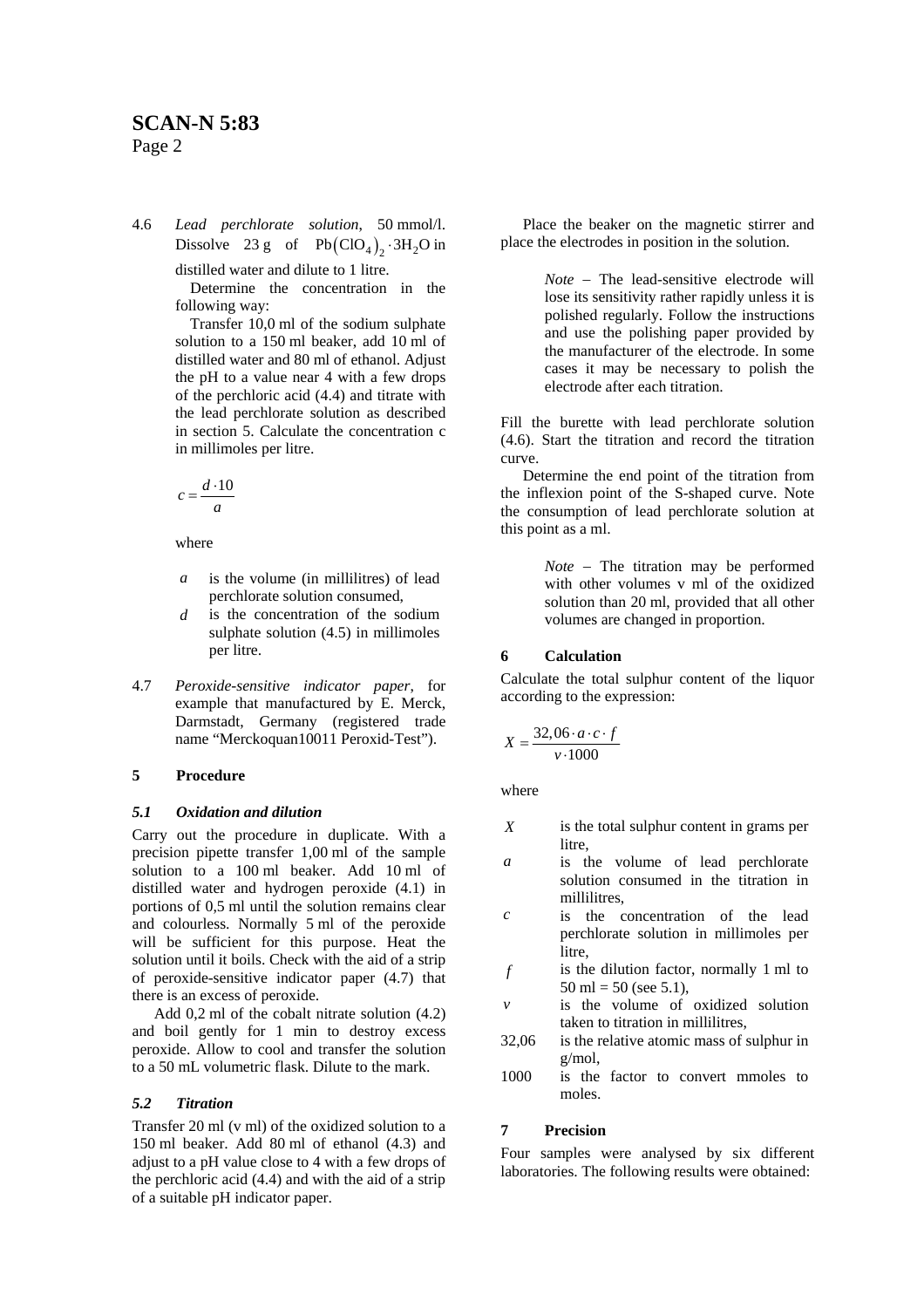4.6 *Lead perchlorate solution*, 50 mmol/l. Dissolve 23 g of $Pb(ClO_4)_2 \cdot 3H_2O$ in distilled water and dilute to 1 litre.

Determine the concentration in the following way:

Transfer 10,0 ml of the sodium sulphate solution to a 150 ml beaker, add 10 ml of distilled water and 80 ml of ethanol. Adjust the pH to a value near 4 with a few drops of the perchloric acid (4.4) and titrate with the lead perchlorate solution as described in section 5. Calculate the concentration c in millimoles per litre.

$$c = \frac{d \cdot 10}{a}$$

where

- $a$ is the volume (in millilitres) of lead perchlorate solution consumed,
- $d$ is the concentration of the sodium sulphate solution (4.5) in millimoles per litre.

4.7 *Peroxide-sensitive indicator paper*, for example that manufactured by E. Merck, Darmstadt, Germany (registered trade name "Merckoquan10011 Peroxid-Test").

## 5 Procedure

### *5.1 Oxidation and dilution*

Carry out the procedure in duplicate. With a precision pipette transfer 1,00 ml of the sample solution to a 100 ml beaker. Add 10 ml of distilled water and hydrogen peroxide (4.1) in portions of 0,5 ml until the solution remains clear and colourless. Normally 5 ml of the peroxide will be sufficient for this purpose. Heat the solution until it boils. Check with the aid of a strip of peroxide-sensitive indicator paper (4.7) that there is an excess of peroxide.

Add 0,2 ml of the cobalt nitrate solution (4.2) and boil gently for 1 min to destroy excess peroxide. Allow to cool and transfer the solution to a 50 mL volumetric flask. Dilute to the mark.

### *5.2 Titration*

Transfer 20 ml (v ml) of the oxidized solution to a 150 ml beaker. Add 80 ml of ethanol (4.3) and adjust to a pH value close to 4 with a few drops of the perchloric acid (4.4) and with the aid of a strip of a suitable pH indicator paper.

Place the beaker on the magnetic stirrer and place the electrodes in position in the solution.

> *Note* – The lead-sensitive electrode will lose its sensitivity rather rapidly unless it is polished regularly. Follow the instructions and use the polishing paper provided by the manufacturer of the electrode. In some cases it may be necessary to polish the electrode after each titration.

Fill the burette with lead perchlorate solution (4.6). Start the titration and record the titration curve.

Determine the end point of the titration from the inflexion point of the S-shaped curve. Note the consumption of lead perchlorate solution at this point as a ml.

> *Note* – The titration may be performed with other volumes v ml of the oxidized solution than 20 ml, provided that all other volumes are changed in proportion.

## 6 Calculation

Calculate the total sulphur content of the liquor according to the expression:

$$X = \frac{32,06 \cdot a \cdot c \cdot f}{v \cdot 1000}$$

where

- $X$ is the total sulphur content in grams per litre,
- $a$ is the volume of lead perchlorate solution consumed in the titration in millilitres,
- $c$ is the concentration of the lead perchlorate solution in millimoles per litre,
- $f$ is the dilution factor, normally 1 ml to 50 ml = 50 (see 5.1),
- $v$ is the volume of oxidized solution taken to titration in millilitres,
- 32,06 is the relative atomic mass of sulphur in g/mol,
- 1000 is the factor to convert mmoles to moles.

## 7 Precision

Four samples were analysed by six different laboratories. The following results were obtained: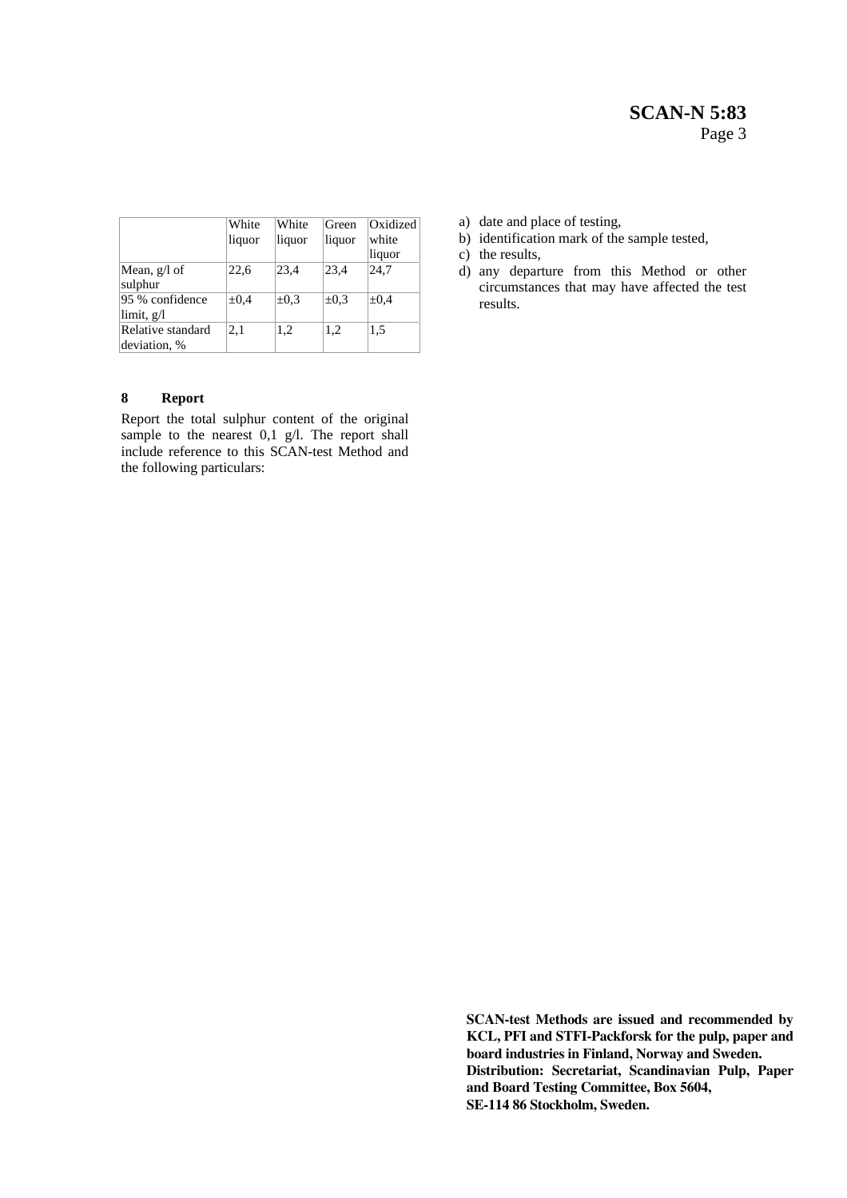| | White liquor | White liquor | Green liquor | Oxidized white liquor |
|---|---|---|---|---|
| Mean, g/l of sulphur | 22,6 | 23,4 | 23,4 | 24,7 |
| 95 % confidence limit, g/l | ±0,4 | ±0,3 | ±0,3 | ±0,4 |
| Relative standard deviation, % | 2,1 | 1,2 | 1,2 | 1,5 |

## 8 Report

Report the total sulphur content of the original sample to the nearest 0,1 g/l. The report shall include reference to this SCAN-test Method and the following particulars:

a) date and place of testing,
b) identification mark of the sample tested,
c) the results,
d) any departure from this Method or other circumstances that may have affected the test results.

**SCAN-test Methods are issued and recommended by KCL, PFI and STFI-Packforsk for the pulp, paper and board industries in Finland, Norway and Sweden. Distribution: Secretariat, Scandinavian Pulp, Paper and Board Testing Committee, Box 5604, SE-114 86 Stockholm, Sweden.**